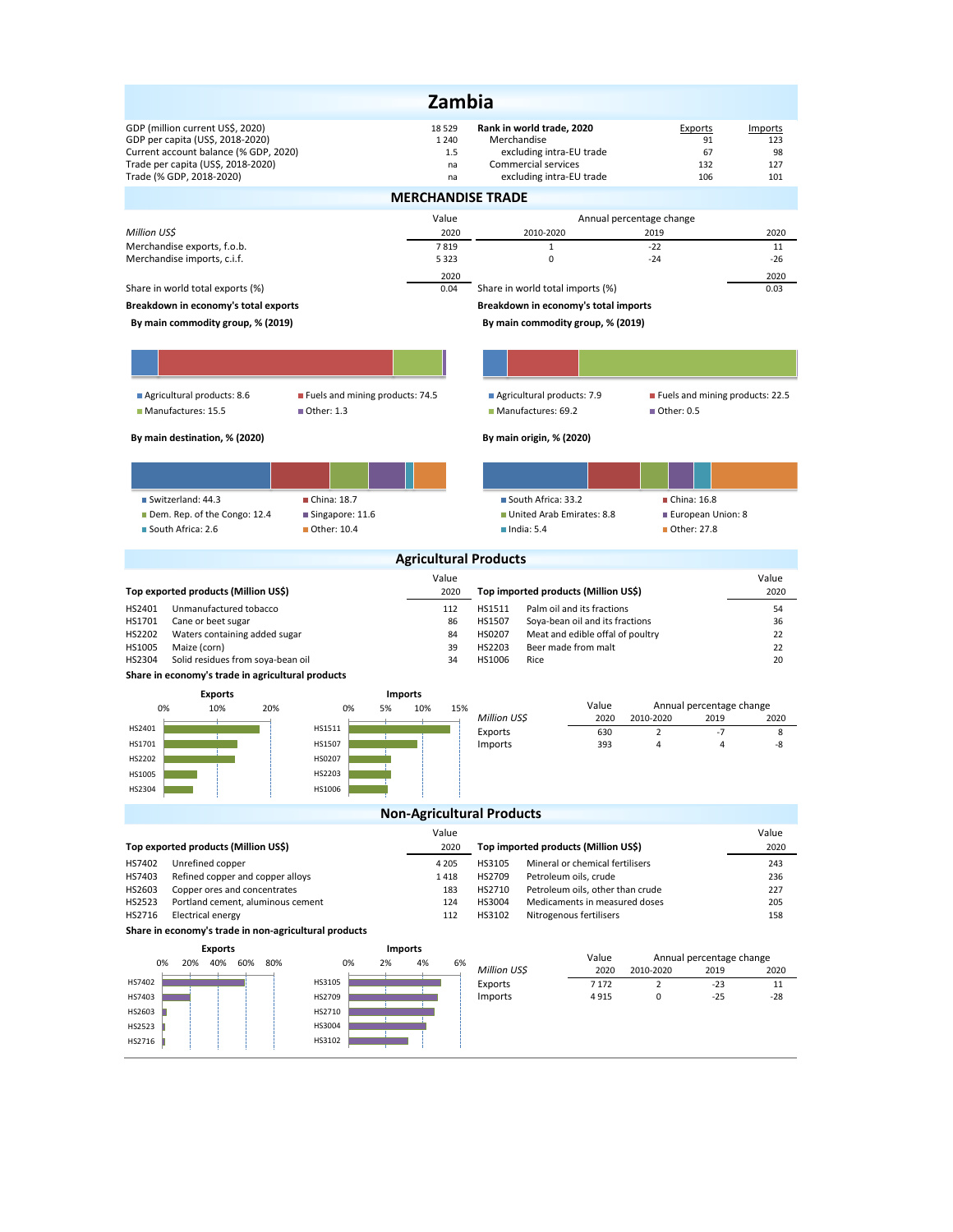# Zambia

| | | Rank in world trade, 2020 | Exports | Imports |
|---|---|---|---|---|
| GDP (million current US$, 2020) | 18 529 | Merchandise | 91 | 123 |
| GDP per capita (US$, 2018-2020) | 1 240 | excluding intra-EU trade | 67 | 98 |
| Current account balance (% GDP, 2020) | 1.5 | Commercial services | 132 | 127 |
| Trade per capita (US$, 2018-2020) | na | excluding intra-EU trade | 106 | 101 |
| Trade (% GDP, 2018-2020) | na | | | |

## MERCHANDISE TRADE

| *Million US$* | Value 2020 | Annual percentage change 2010-2020 | 2019 | 2020 |
|---|---|---|---|---|
| Merchandise exports, f.o.b. | 7 819 | 1 | -22 | 11 |
| Merchandise imports, c.i.f. | 5 323 | 0 | -24 | -26 |

| | 2020 | | 2020 |
|---|---|---|---|
| Share in world total exports (%) | 0.04 | Share in world total imports (%) | 0.03 |

**Breakdown in economy's total exports**

**By main commodity group, % (2019)**

- Agricultural products: 8.6
- Fuels and mining products: 74.5
- Manufactures: 15.5
- Other: 1.3

**By main destination, % (2020)**

- Switzerland: 44.3
- China: 18.7
- Dem. Rep. of the Congo: 12.4
- Singapore: 11.6
- South Africa: 2.6
- Other: 10.4

**Breakdown in economy's total imports**

**By main commodity group, % (2019)**

- Agricultural products: 7.9
- Fuels and mining products: 22.5
- Manufactures: 69.2
- Other: 0.5

**By main origin, % (2020)**

- South Africa: 33.2
- China: 16.8
- United Arab Emirates: 8.8
- European Union: 8
- India: 5.4
- Other: 27.8

## Agricultural Products

**Top exported products (Million US$)**

| | | Value 2020 |
|---|---|---|
| HS2401 | Unmanufactured tobacco | 112 |
| HS1701 | Cane or beet sugar | 86 |
| HS2202 | Waters containing added sugar | 84 |
| HS1005 | Maize (corn) | 39 |
| HS2304 | Solid residues from soya-bean oil | 34 |

**Top imported products (Million US$)**

| | | Value 2020 |
|---|---|---|
| HS1511 | Palm oil and its fractions | 54 |
| HS1507 | Soya-bean oil and its fractions | 36 |
| HS0207 | Meat and edible offal of poultry | 22 |
| HS2203 | Beer made from malt | 22 |
| HS1006 | Rice | 20 |

**Share in economy's trade in agricultural products**

| *Million US$* | Value 2020 | Annual percentage change 2010-2020 | 2019 | 2020 |
|---|---|---|---|---|
| Exports | 630 | 2 | -7 | 8 |
| Imports | 393 | 4 | 4 | -8 |

## Non-Agricultural Products

**Top exported products (Million US$)**

| | | Value 2020 |
|---|---|---|
| HS7402 | Unrefined copper | 4 205 |
| HS7403 | Refined copper and copper alloys | 1 418 |
| HS2603 | Copper ores and concentrates | 183 |
| HS2523 | Portland cement, aluminous cement | 124 |
| HS2716 | Electrical energy | 112 |

**Top imported products (Million US$)**

| | | Value 2020 |
|---|---|---|
| HS3105 | Mineral or chemical fertilisers | 243 |
| HS2709 | Petroleum oils, crude | 236 |
| HS2710 | Petroleum oils, other than crude | 227 |
| HS3004 | Medicaments in measured doses | 205 |
| HS3102 | Nitrogenous fertilisers | 158 |

**Share in economy's trade in non-agricultural products**

| *Million US$* | Value 2020 | Annual percentage change 2010-2020 | 2019 | 2020 |
|---|---|---|---|---|
| Exports | 7 172 | 2 | -23 | 11 |
| Imports | 4 915 | 0 | -25 | -28 |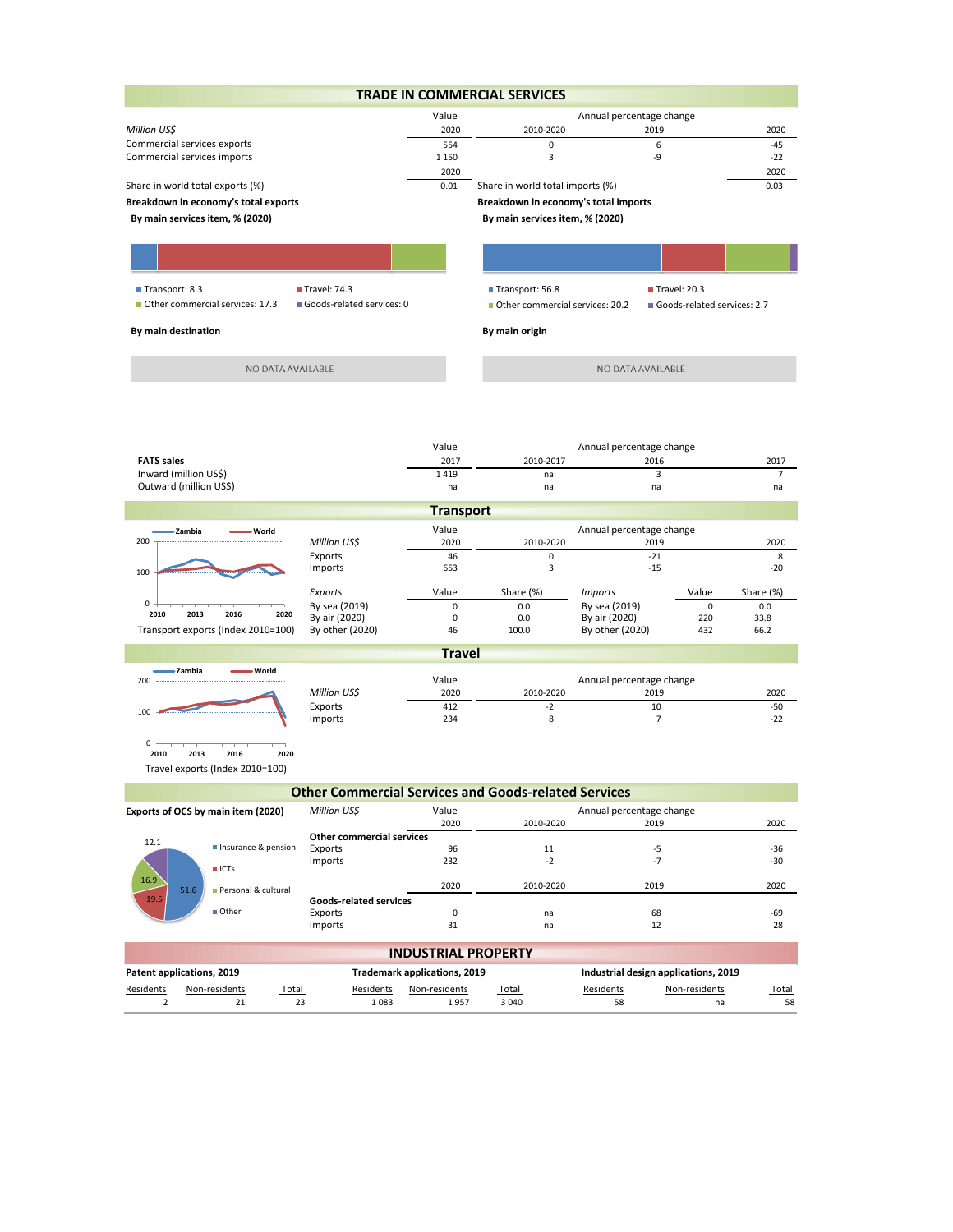## TRADE IN COMMERCIAL SERVICES

| Million US$ | Value 2020 | Annual percentage change 2010-2020 | 2019 | 2020 |
|---|---|---|---|---|
| Commercial services exports | 554 | 0 | 6 | -45 |
| Commercial services imports | 1 150 | 3 | -9 | -22 |

| | 2020 | | 2020 |
|---|---|---|---|
| Share in world total exports (%) | 0.01 | Share in world total imports (%) | 0.03 |

**Breakdown in economy's total exports**

**By main services item, % (2020)**

Transport: 8.3
Travel: 74.3
Other commercial services: 17.3
Goods-related services: 0

**Breakdown in economy's total imports**

**By main services item, % (2020)**

Transport: 56.8
Travel: 20.3
Other commercial services: 20.2
Goods-related services: 2.7

**By main destination**

NO DATA AVAILABLE

**By main origin**

NO DATA AVAILABLE

| FATS sales | Value 2017 | Annual percentage change 2010-2017 | 2016 | 2017 |
|---|---|---|---|---|
| Inward (million US$) | 1 419 | na | 3 | 7 |
| Outward (million US$) | na | na | na | na |

## Transport

Zambia
World
200
100
0
2010 2013 2016 2020
Transport exports (Index 2010=100)

| Million US$ | Value 2020 | Annual percentage change 2010-2020 | 2019 | 2020 |
|---|---|---|---|---|
| Exports | 46 | 0 | -21 | 8 |
| Imports | 653 | 3 | -15 | -20 |

| *Exports* | Value | Share (%) | *Imports* | Value | Share (%) |
|---|---|---|---|---|---|
| By sea (2019) | 0 | 0.0 | By sea (2019) | 0 | 0.0 |
| By air (2020) | 0 | 0.0 | By air (2020) | 220 | 33.8 |
| By other (2020) | 46 | 100.0 | By other (2020) | 432 | 66.2 |

## Travel

Zambia
World
200
100
0
2010 2013 2016 2020
Travel exports (Index 2010=100)

| Million US$ | Value 2020 | Annual percentage change 2010-2020 | 2019 | 2020 |
|---|---|---|---|---|
| Exports | 412 | -2 | 10 | -50 |
| Imports | 234 | 8 | 7 | -22 |

## Other Commercial Services and Goods-related Services

**Exports of OCS by main item (2020)**

Insurance & pension: 51.6
ICTs: 19.5
Personal & cultural: 16.9
Other: 12.1

| Million US$ | Value 2020 | Annual percentage change 2010-2020 | 2019 | 2020 |
|---|---|---|---|---|
| **Other commercial services** | | | | |
| Exports | 96 | 11 | -5 | -36 |
| Imports | 232 | -2 | -7 | -30 |
| | 2020 | 2010-2020 | 2019 | 2020 |
| **Goods-related services** | | | | |
| Exports | 0 | na | 68 | -69 |
| Imports | 31 | na | 12 | 28 |

## INDUSTRIAL PROPERTY

| Patent applications, 2019 | | | Trademark applications, 2019 | | | Industrial design applications, 2019 | | |
|---|---|---|---|---|---|---|---|---|
| Residents | Non-residents | Total | Residents | Non-residents | Total | Residents | Non-residents | Total |
| 2 | 21 | 23 | 1 083 | 1 957 | 3 040 | 58 | na | 58 |